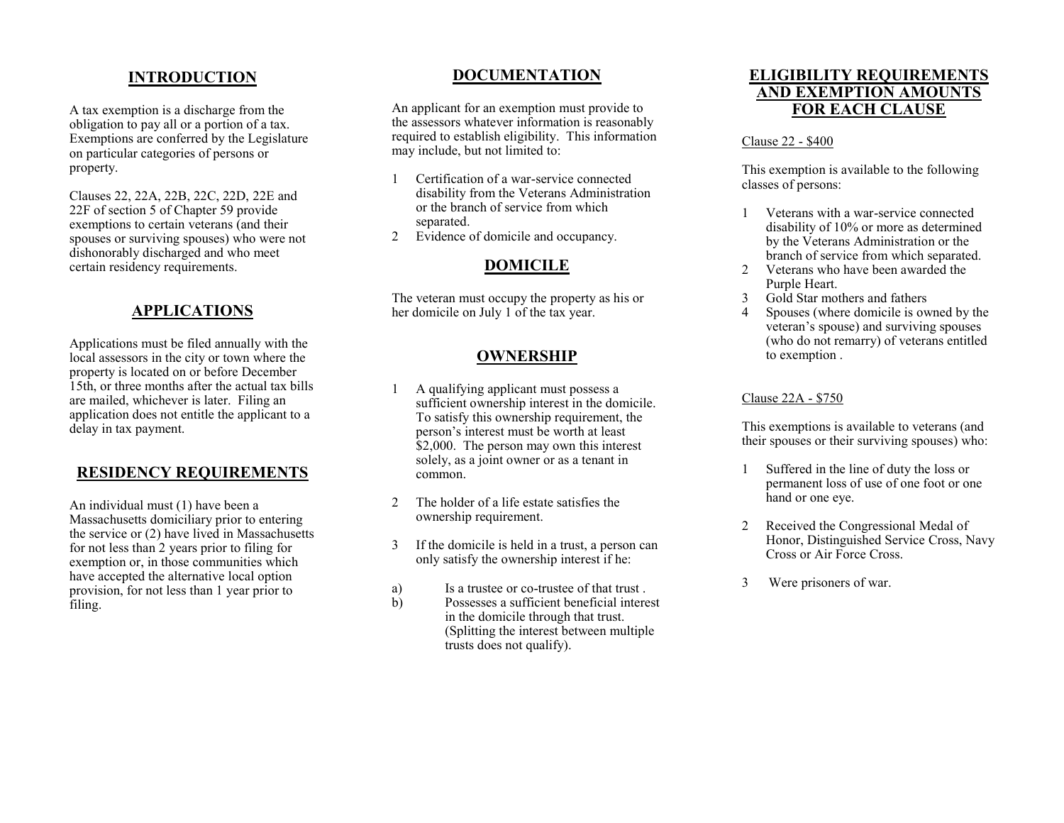## INTRODUCTION

A tax exemption is a discharge from the obligation to pay all or a portion of a tax. Exemptions are conferred by the Legislature on particular categories of persons or property.

Clauses 22, 22A, 22B, 22C, 22D, 22E and 22F of section 5 of Chapter 59 provide exemptions to certain veterans (and their spouses or surviving spouses) who were not dishonorably discharged and who meet certain residency requirements.

## APPLICATIONS

Applications must be filed annually with the local assessors in the city or town where the property is located on or before December 15th, or three months after the actual tax bills are mailed, whichever is later. Filing an application does not entitle the applicant to a delay in tax payment.

## RESIDENCY REQUIREMENTS

An individual must (1) have been a Massachusetts domiciliary prior to entering the service or (2) have lived in Massachusetts for not less than 2 years prior to filing for exemption or, in those communities which have accepted the alternative local option provision, for not less than 1 year prior to filing.

## DOCUMENTATION

An applicant for an exemption must provide to the assessors whatever information is reasonably required to establish eligibility. This information may include, but not limited to:

1 Certification of a war-service connected disability from the Veterans Administration or the branch of service from which separated.
2 Evidence of domicile and occupancy.

## DOMICILE

The veteran must occupy the property as his or her domicile on July 1 of the tax year.

## OWNERSHIP

1 A qualifying applicant must possess a sufficient ownership interest in the domicile. To satisfy this ownership requirement, the person's interest must be worth at least $2,000. The person may own this interest solely, as a joint owner or as a tenant in common.

2 The holder of a life estate satisfies the ownership requirement.

3 If the domicile is held in a trust, a person can only satisfy the ownership interest if he:

a) Is a trustee or co-trustee of that trust .
b) Possesses a sufficient beneficial interest in the domicile through that trust. (Splitting the interest between multiple trusts does not qualify).

## ELIGIBILITY REQUIREMENTS AND EXEMPTION AMOUNTS FOR EACH CLAUSE

Clause 22 - $400

This exemption is available to the following classes of persons:

1 Veterans with a war-service connected disability of 10% or more as determined by the Veterans Administration or the branch of service from which separated.
2 Veterans who have been awarded the Purple Heart.
3 Gold Star mothers and fathers
4 Spouses (where domicile is owned by the veteran's spouse) and surviving spouses (who do not remarry) of veterans entitled to exemption .

Clause 22A - $750

This exemptions is available to veterans (and their spouses or their surviving spouses) who:

1 Suffered in the line of duty the loss or permanent loss of use of one foot or one hand or one eye.

2 Received the Congressional Medal of Honor, Distinguished Service Cross, Navy Cross or Air Force Cross.

3 Were prisoners of war.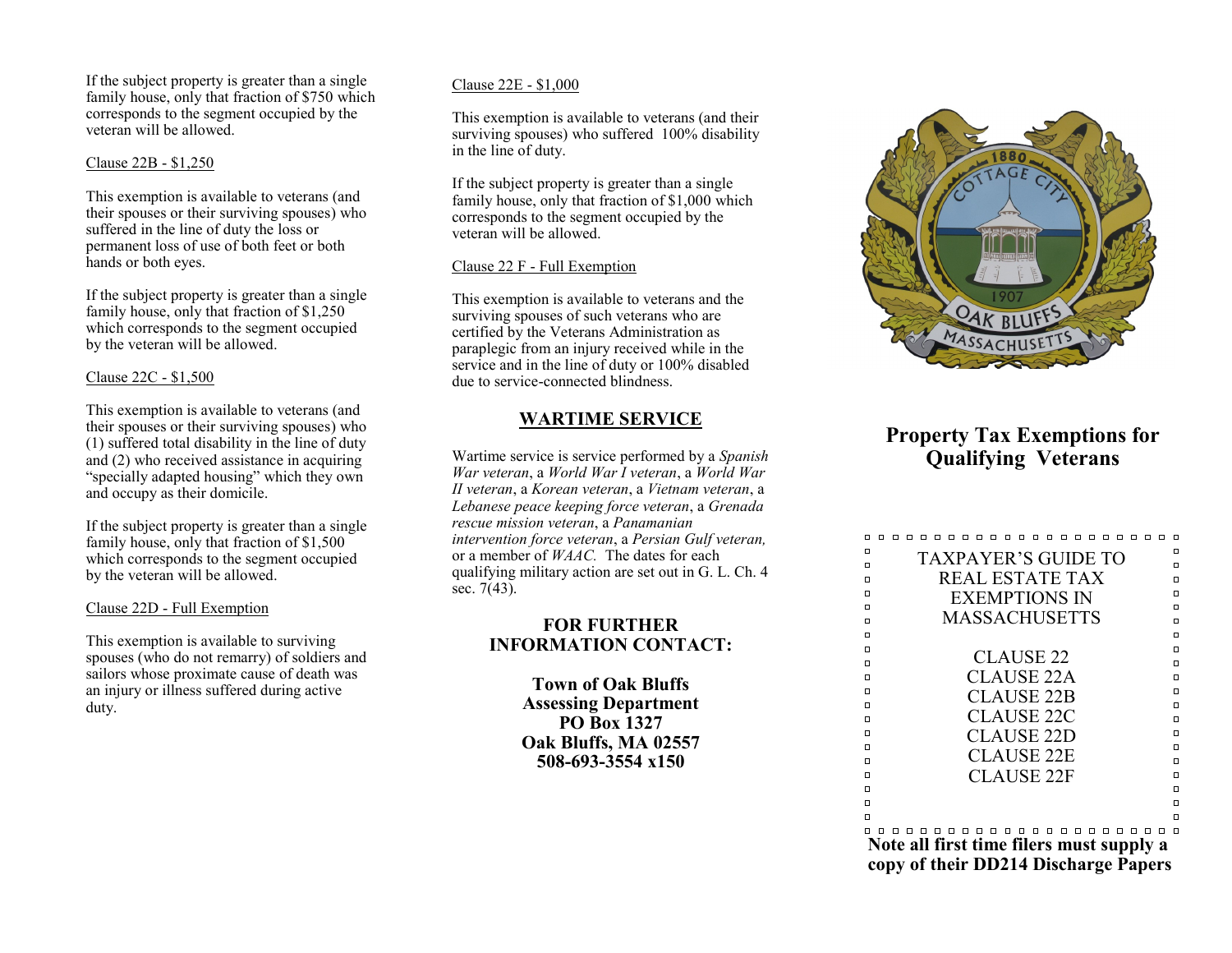If the subject property is greater than a single family house, only that fraction of $750 which corresponds to the segment occupied by the veteran will be allowed.

Clause 22B - $1,250

This exemption is available to veterans (and their spouses or their surviving spouses) who suffered in the line of duty the loss or permanent loss of use of both feet or both hands or both eyes.

If the subject property is greater than a single family house, only that fraction of $1,250 which corresponds to the segment occupied by the veteran will be allowed.

Clause 22C - $1,500

This exemption is available to veterans (and their spouses or their surviving spouses) who (1) suffered total disability in the line of duty and (2) who received assistance in acquiring "specially adapted housing" which they own and occupy as their domicile.

If the subject property is greater than a single family house, only that fraction of $1,500 which corresponds to the segment occupied by the veteran will be allowed.

Clause 22D - Full Exemption

This exemption is available to surviving spouses (who do not remarry) of soldiers and sailors whose proximate cause of death was an injury or illness suffered during active duty.

Clause 22E - $1,000

This exemption is available to veterans (and their surviving spouses) who suffered 100% disability in the line of duty.

If the subject property is greater than a single family house, only that fraction of $1,000 which corresponds to the segment occupied by the veteran will be allowed.

Clause 22 F - Full Exemption

This exemption is available to veterans and the surviving spouses of such veterans who are certified by the Veterans Administration as paraplegic from an injury received while in the service and in the line of duty or 100% disabled due to service-connected blindness.

## WARTIME SERVICE

Wartime service is service performed by a *Spanish War veteran*, a *World War I veteran*, a *World War II veteran*, a *Korean veteran*, a *Vietnam veteran*, a *Lebanese peace keeping force veteran*, a *Grenada rescue mission veteran*, a *Panamanian intervention force veteran*, a *Persian Gulf veteran,* or a member of *WAAC.* The dates for each qualifying military action are set out in G. L. Ch. 4 sec. 7(43).

**FOR FURTHER INFORMATION CONTACT:**

**Town of Oak Bluffs**
**Assessing Department**
**PO Box 1327**
**Oak Bluffs, MA 02557**
**508-693-3554 x150**

1880 COTTAGE CITY
1907 OAK BLUFFS MASSACHUSETTS

# Property Tax Exemptions for Qualifying Veterans

TAXPAYER'S GUIDE TO REAL ESTATE TAX EXEMPTIONS IN MASSACHUSETTS

CLAUSE 22
CLAUSE 22A
CLAUSE 22B
CLAUSE 22C
CLAUSE 22D
CLAUSE 22E
CLAUSE 22F

**Note all first time filers must supply a copy of their DD214 Discharge Papers**